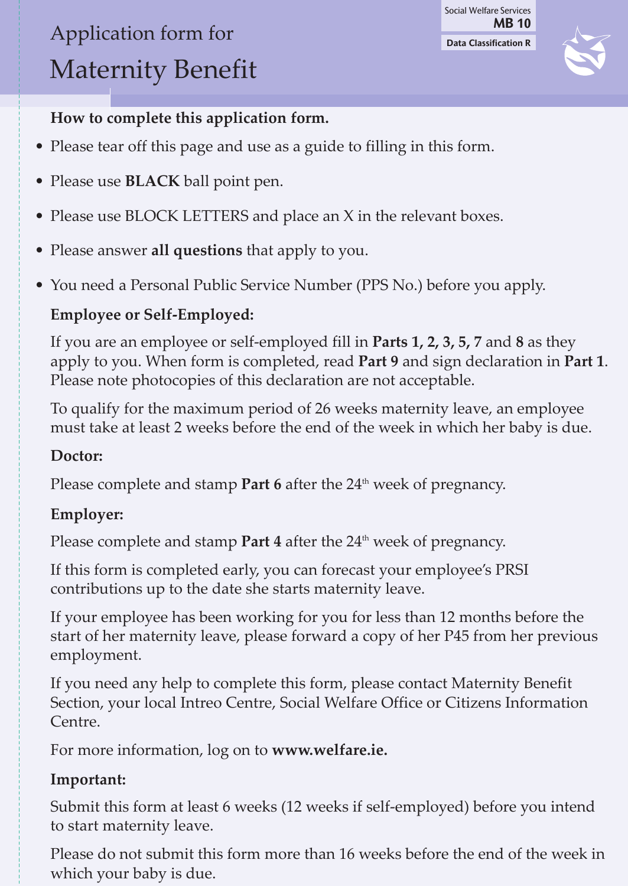Social Welfare Services
**MB 10**
**Data Classification R**

# Application form for Maternity Benefit

**How to complete this application form.**

- Please tear off this page and use as a guide to filling in this form.
- Please use **BLACK** ball point pen.
- Please use BLOCK LETTERS and place an X in the relevant boxes.
- Please answer **all questions** that apply to you.
- You need a Personal Public Service Number (PPS No.) before you apply.

**Employee or Self-Employed:**

If you are an employee or self-employed fill in **Parts 1, 2, 3, 5, 7** and **8** as they apply to you. When form is completed, read **Part 9** and sign declaration in **Part 1**. Please note photocopies of this declaration are not acceptable.

To qualify for the maximum period of 26 weeks maternity leave, an employee must take at least 2 weeks before the end of the week in which her baby is due.

**Doctor:**

Please complete and stamp **Part 6** after the 24th week of pregnancy.

**Employer:**

Please complete and stamp **Part 4** after the 24th week of pregnancy.

If this form is completed early, you can forecast your employee's PRSI contributions up to the date she starts maternity leave.

If your employee has been working for you for less than 12 months before the start of her maternity leave, please forward a copy of her P45 from her previous employment.

If you need any help to complete this form, please contact Maternity Benefit Section, your local Intreo Centre, Social Welfare Office or Citizens Information Centre.

For more information, log on to **www.welfare.ie.**

**Important:**

Submit this form at least 6 weeks (12 weeks if self-employed) before you intend to start maternity leave.

Please do not submit this form more than 16 weeks before the end of the week in which your baby is due.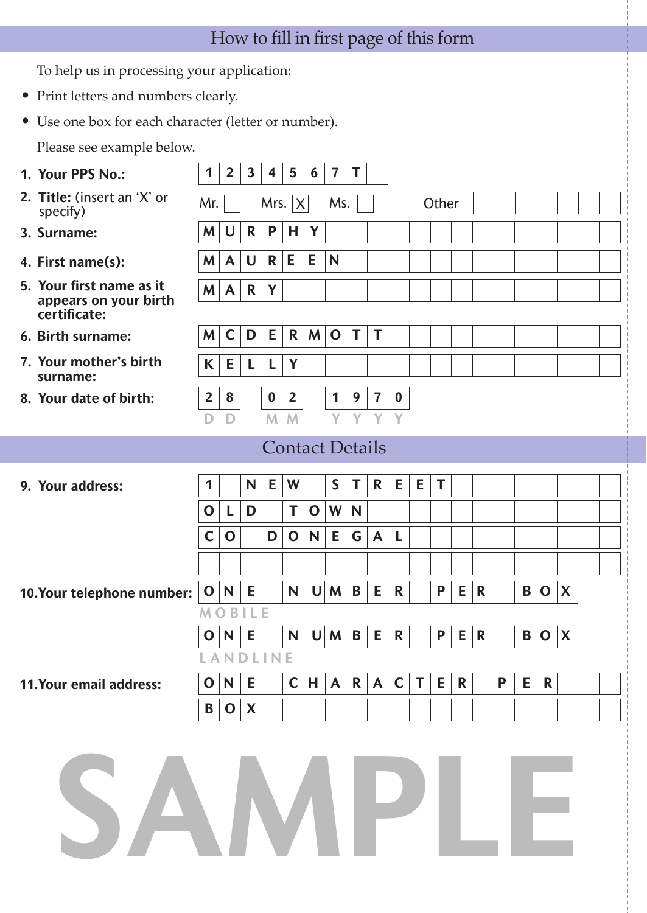## How to fill in first page of this form

To help us in processing your application:

- Print letters and numbers clearly.
- Use one box for each character (letter or number).

Please see example below.

| Field | Entry |
|---|---|
| **1. Your PPS No.:** | 1 2 3 4 5 6 7 T |
| **2. Title:** (insert an 'X' or specify) | Mr. [ ] Mrs. [X] Ms. [ ] Other [ ] |
| **3. Surname:** | M U R P H Y |
| **4. First name(s):** | M A U R E E N |
| **5. Your first name as it appears on your birth certificate:** | M A R Y |
| **6. Birth surname:** | M C D E R M O T T |
| **7. Your mother's birth surname:** | K E L L Y |
| **8. Your date of birth:** | 2 8 (D D) 0 2 (M M) 1 9 7 0 (Y Y Y Y) |

## Contact Details

| Field | Entry |
|---|---|
| **9. Your address:** | 1 NEW STREET<br>OLD TOWN<br>CO DONEGAL |
| **10. Your telephone number:** | ONE NUMBER PER BOX (MOBILE)<br>ONE NUMBER PER BOX (LANDLINE) |
| **11. Your email address:** | ONE CHARACTER PER BOX |

SAMPLE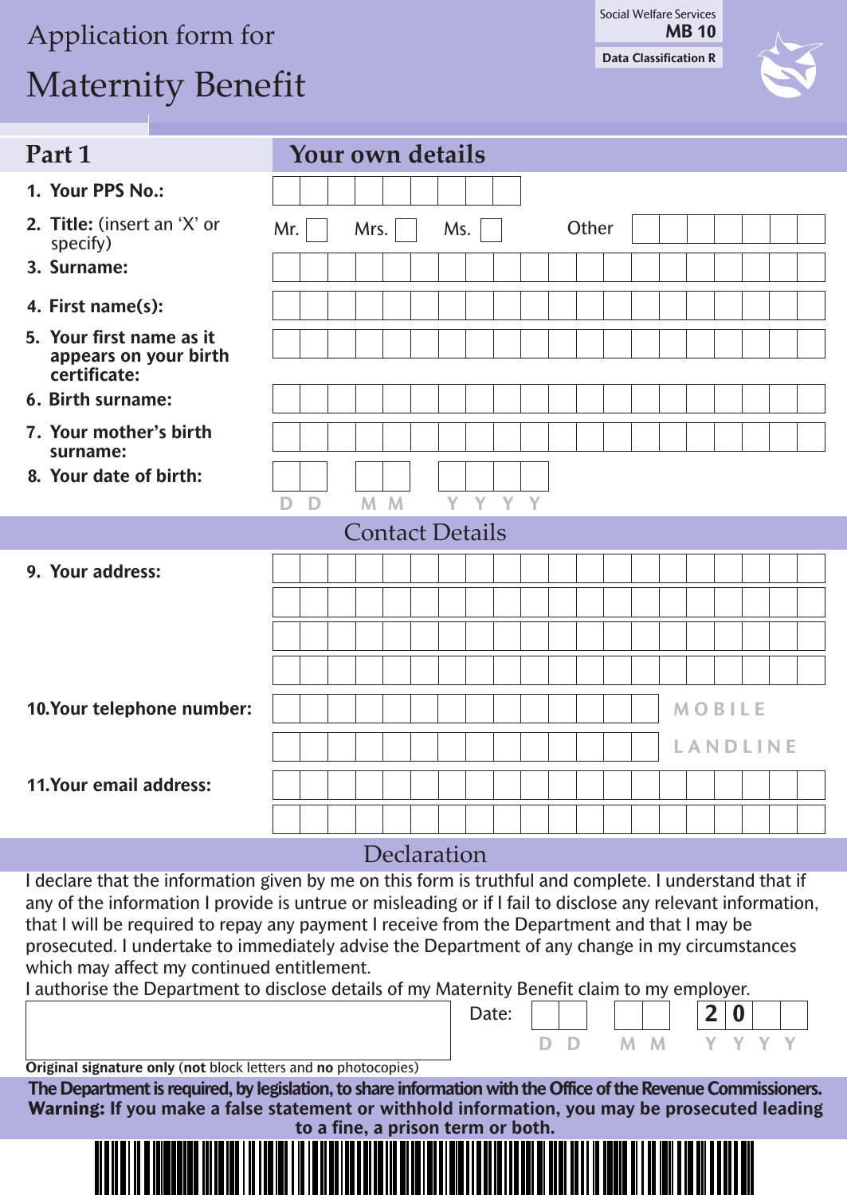Social Welfare Services
**MB 10**
**Data Classification R**

# Application form for Maternity Benefit

## Part 1 — Your own details

1. **Your PPS No.:** _______________
2. **Title:** (insert an 'X' or specify) Mr. ☐ Mrs. ☐ Ms. ☐ Other _______________
3. **Surname:** _______________
4. **First name(s):** _______________
5. **Your first name as it appears on your birth certificate:** _______________
6. **Birth surname:** _______________
7. **Your mother's birth surname:** _______________
8. **Your date of birth:** D D / M M / Y Y Y Y

## Contact Details

9. **Your address:** _______________
10. **Your telephone number:** _______________ MOBILE
    _______________ LANDLINE
11. **Your email address:** _______________

## Declaration

I declare that the information given by me on this form is truthful and complete. I understand that if any of the information I provide is untrue or misleading or if I fail to disclose any relevant information, that I will be required to repay any payment I receive from the Department and that I may be prosecuted. I undertake to immediately advise the Department of any change in my circumstances which may affect my continued entitlement.

I authorise the Department to disclose details of my Maternity Benefit claim to my employer.

Signature: _______________ Date: D D / M M / 2 0 Y Y

**Original signature only** (**not** block letters and **no** photocopies)

**The Department is required, by legislation, to share information with the Office of the Revenue Commissioners.**
**Warning: If you make a false statement or withhold information, you may be prosecuted leading to a fine, a prison term or both.**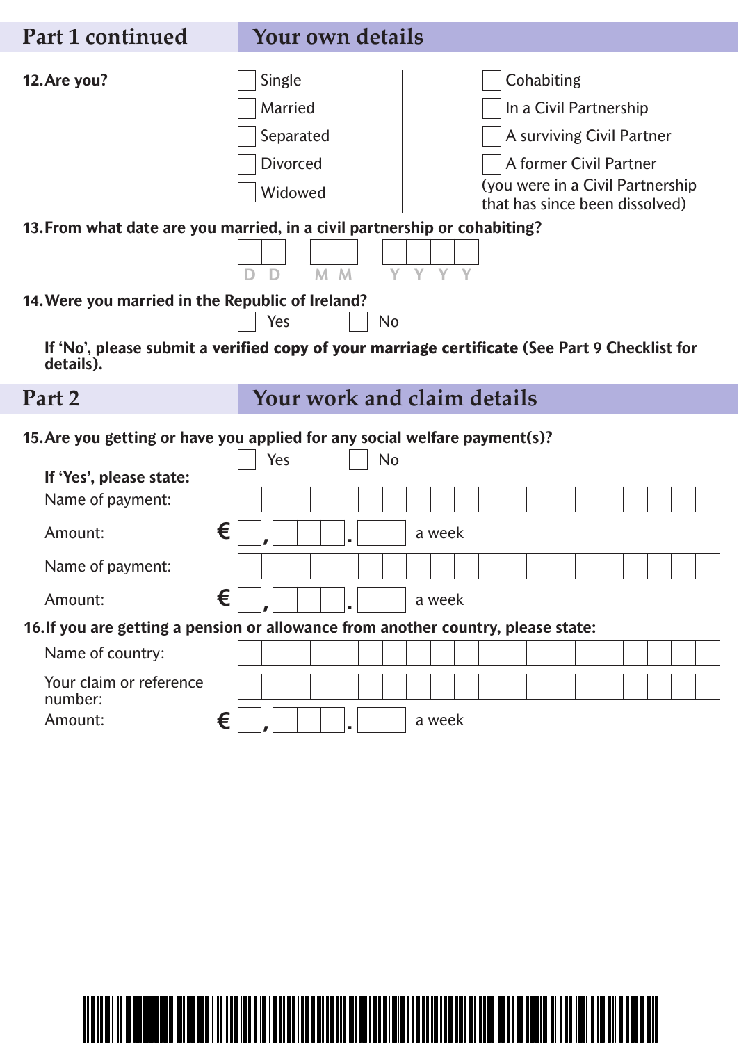## Part 1 continued — Your own details

**12. Are you?**

- [ ] Single
- [ ] Married
- [ ] Separated
- [ ] Divorced
- [ ] Widowed
- [ ] Cohabiting
- [ ] In a Civil Partnership
- [ ] A surviving Civil Partner
- [ ] A former Civil Partner
(you were in a Civil Partnership that has since been dissolved)

**13. From what date are you married, in a civil partnership or cohabiting?**

DD MM YYYY

**14. Were you married in the Republic of Ireland?**

- [ ] Yes
- [ ] No

**If 'No', please submit a verified copy of your marriage certificate** (See Part 9 Checklist for details).

## Part 2 — Your work and claim details

**15. Are you getting or have you applied for any social welfare payment(s)?**

- [ ] Yes
- [ ] No

**If 'Yes', please state:**

Name of payment:

Amount: € ___,___.___ a week

Name of payment:

Amount: € ___,___.___ a week

**16. If you are getting a pension or allowance from another country, please state:**

Name of country:

Your claim or reference number:

Amount: € ___,___.___ a week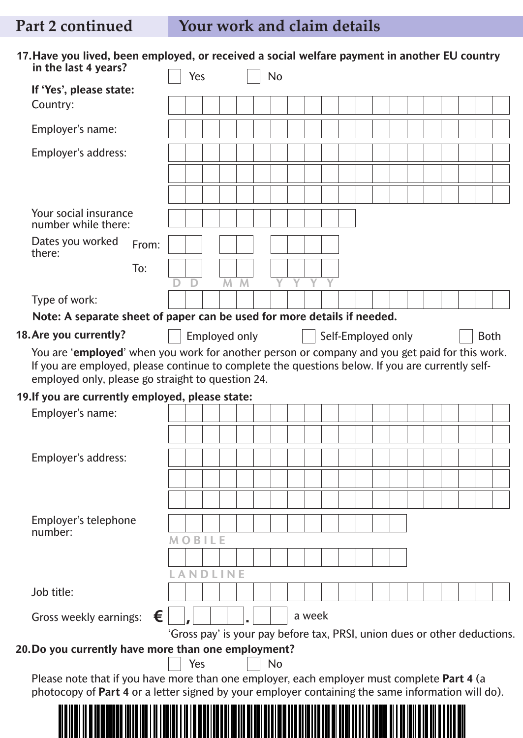## Part 2 continued — Your work and claim details

**17. Have you lived, been employed, or received a social welfare payment in another EU country in the last 4 years?**

☐ Yes ☐ No

**If 'Yes', please state:**

Country:

Employer's name:

Employer's address:

Your social insurance number while there:

Dates you worked there: From: DD MM YYYY

To: DD MM YYYY

Type of work:

**Note: A separate sheet of paper can be used for more details if needed.**

**18. Are you currently?**

☐ Employed only ☐ Self-Employed only ☐ Both

You are '**employed**' when you work for another person or company and you get paid for this work. If you are employed, please continue to complete the questions below. If you are currently self-employed only, please go straight to question 24.

**19. If you are currently employed, please state:**

Employer's name:

Employer's address:

Employer's telephone number:

MOBILE

LANDLINE

Job title:

Gross weekly earnings: € \_,\_\_\_.\_\_ a week

'Gross pay' is your pay before tax, PRSI, union dues or other deductions.

**20. Do you currently have more than one employment?**

☐ Yes ☐ No

Please note that if you have more than one employer, each employer must complete **Part 4** (a photocopy of **Part 4** or a letter signed by your employer containing the same information will do).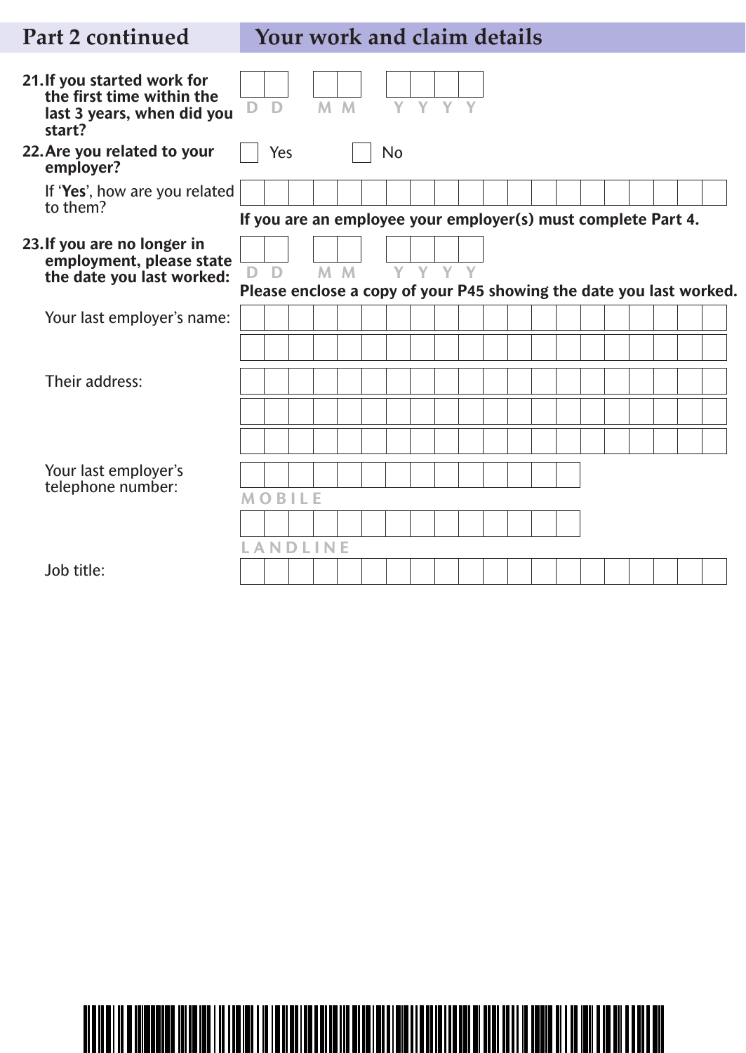## Part 2 continued — Your work and claim details

**21. If you started work for the first time within the last 3 years, when did you start?**

D D / M M / Y Y Y Y

**22. Are you related to your employer?**

☐ Yes ☐ No

If '**Yes**', how are you related to them?

**If you are an employee your employer(s) must complete Part 4.**

**23. If you are no longer in employment, please state the date you last worked:**

D D / M M / Y Y Y Y

**Please enclose a copy of your P45 showing the date you last worked.**

Your last employer's name:

Their address:

Your last employer's telephone number:

MOBILE

LANDLINE

Job title: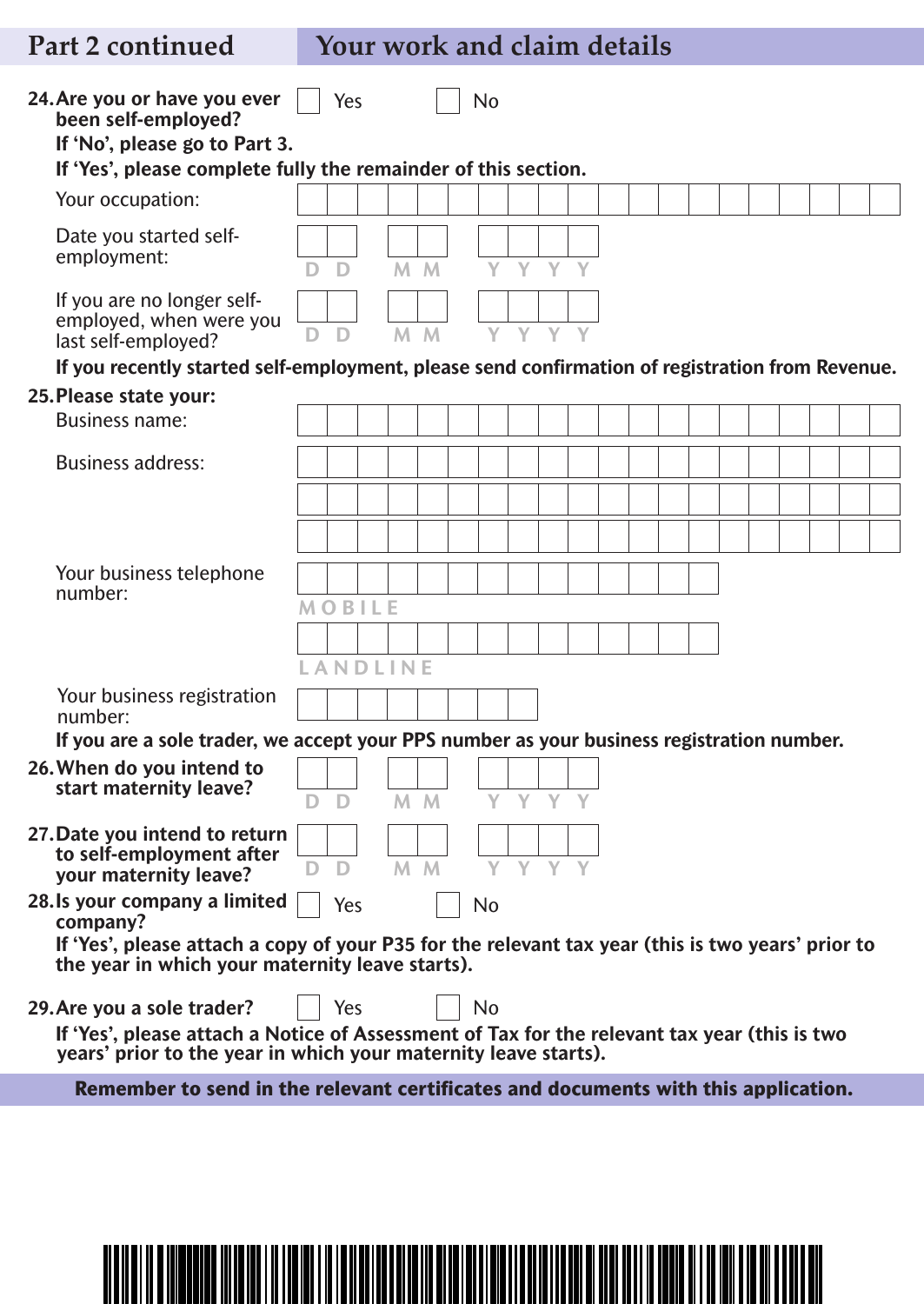## Part 2 continued — Your work and claim details

**24. Are you or have you ever been self-employed?** ☐ Yes ☐ No

**If 'No', please go to Part 3.**

**If 'Yes', please complete fully the remainder of this section.**

Your occupation:

Date you started self-employment: D D / M M / Y Y Y Y

If you are no longer self-employed, when were you last self-employed? D D / M M / Y Y Y Y

**If you recently started self-employment, please send confirmation of registration from Revenue.**

**25. Please state your:**

Business name:

Business address:

Your business telephone number:

MOBILE

LANDLINE

Your business registration number:

**If you are a sole trader, we accept your PPS number as your business registration number.**

**26. When do you intend to start maternity leave?** D D / M M / Y Y Y Y

**27. Date you intend to return to self-employment after your maternity leave?** D D / M M / Y Y Y Y

**28. Is your company a limited company?** ☐ Yes ☐ No

**If 'Yes', please attach a copy of your P35 for the relevant tax year (this is two years' prior to the year in which your maternity leave starts).**

**29. Are you a sole trader?** ☐ Yes ☐ No

**If 'Yes', please attach a Notice of Assessment of Tax for the relevant tax year (this is two years' prior to the year in which your maternity leave starts).**

**Remember to send in the relevant certificates and documents with this application.**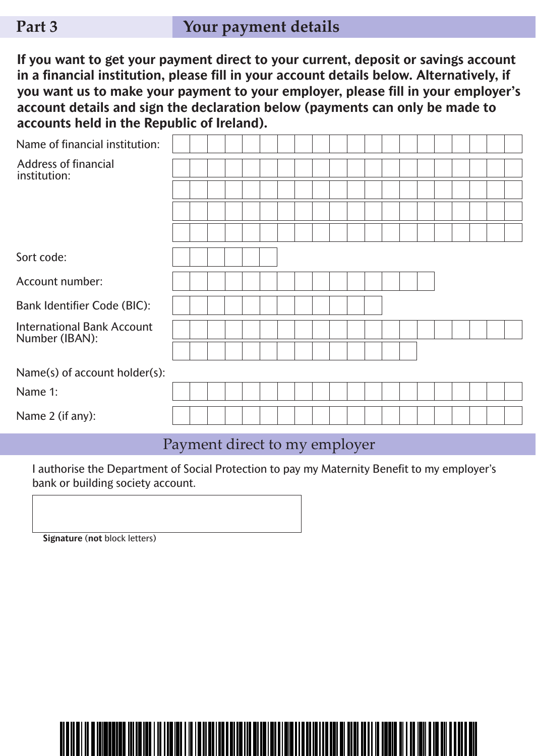## Part 3 Your payment details

**If you want to get your payment direct to your current, deposit or savings account in a financial institution, please fill in your account details below. Alternatively, if you want us to make your payment to your employer, please fill in your employer's account details and sign the declaration below (payments can only be made to accounts held in the Republic of Ireland).**

Name of financial institution:

Address of financial institution:

Sort code:

Account number:

Bank Identifier Code (BIC):

International Bank Account Number (IBAN):

Name(s) of account holder(s):

Name 1:

Name 2 (if any):

### Payment direct to my employer

I authorise the Department of Social Protection to pay my Maternity Benefit to my employer's bank or building society account.

**Signature** (**not** block letters)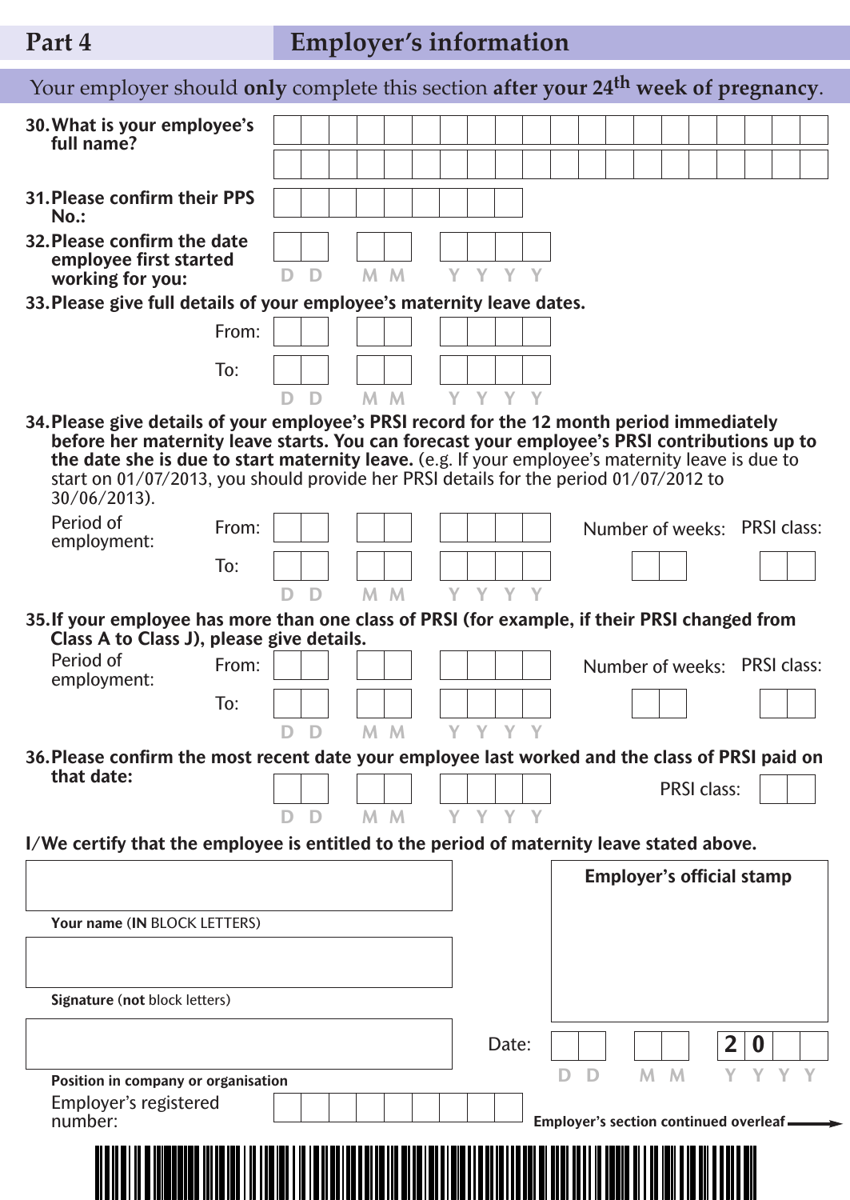## Part 4 Employer's information

Your employer should **only** complete this section **after your 24th week of pregnancy**.

**30. What is your employee's full name?**

**31. Please confirm their PPS No.:**

**32. Please confirm the date employee first started working for you:** D D M M Y Y Y Y

**33. Please give full details of your employee's maternity leave dates.**

From:

To:

D D M M Y Y Y Y

**34. Please give details of your employee's PRSI record for the 12 month period immediately before her maternity leave starts. You can forecast your employee's PRSI contributions up to the date she is due to start maternity leave.** (e.g. If your employee's maternity leave is due to start on 01/07/2013, you should provide her PRSI details for the period 01/07/2012 to 30/06/2013).

Period of employment: From: To: D D M M Y Y Y Y

Number of weeks: PRSI class:

**35. If your employee has more than one class of PRSI (for example, if their PRSI changed from Class A to Class J), please give details.**

Period of employment: From: To: D D M M Y Y Y Y

Number of weeks: PRSI class:

**36. Please confirm the most recent date your employee last worked and the class of PRSI paid on that date:**

D D M M Y Y Y Y

PRSI class:

**I/We certify that the employee is entitled to the period of maternity leave stated above.**

**Your name** (**IN** BLOCK LETTERS)

**Signature** (**not** block letters)

**Position in company or organisation**

**Employer's official stamp**

Date: D D M M 2 0 Y Y

Employer's registered number:

**Employer's section continued overleaf**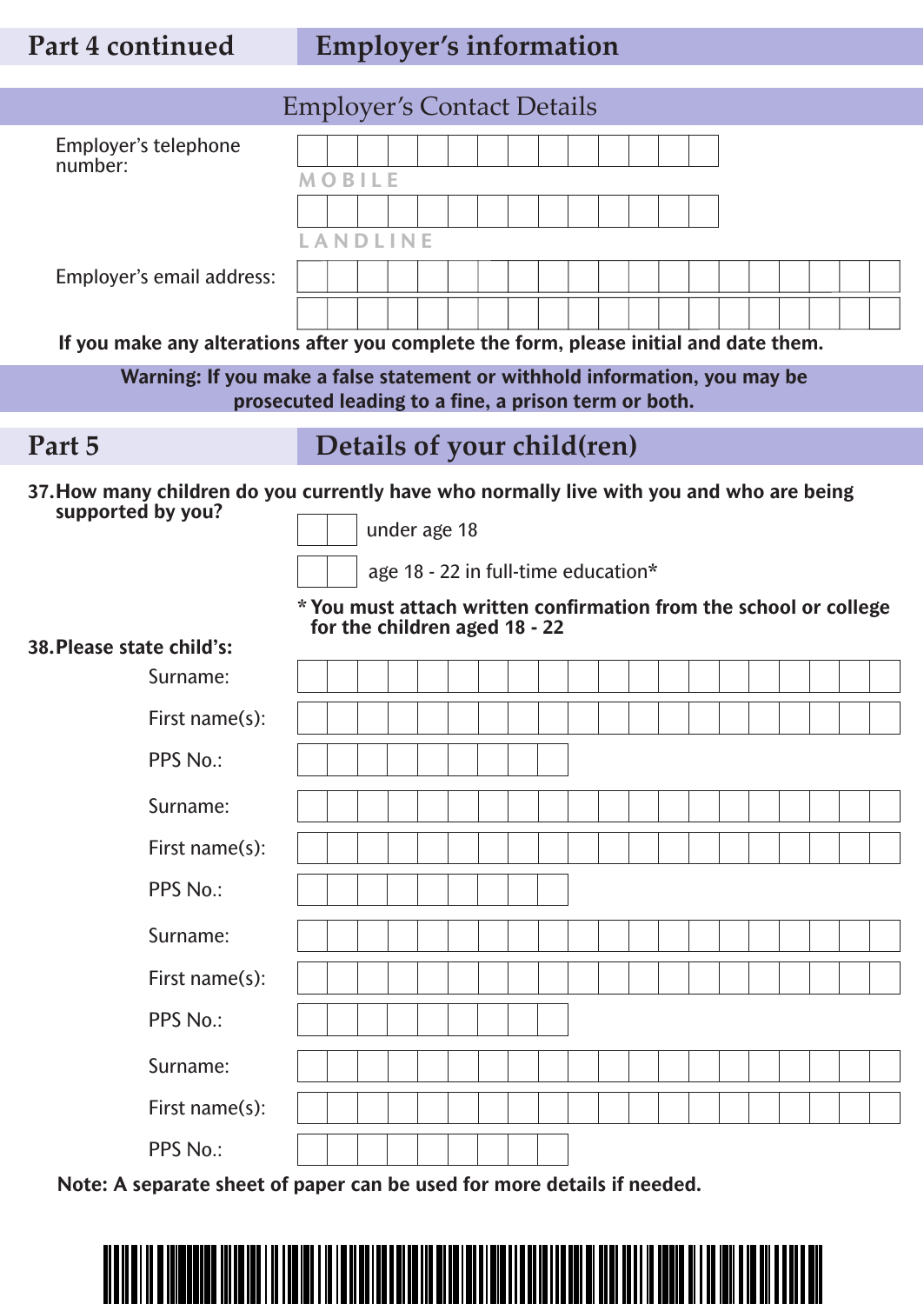## Part 4 continued — Employer's information

### Employer's Contact Details

Employer's telephone number:

MOBILE

LANDLINE

Employer's email address:

**If you make any alterations after you complete the form, please initial and date them.**

**Warning: If you make a false statement or withhold information, you may be prosecuted leading to a fine, a prison term or both.**

## Part 5 — Details of your child(ren)

**37. How many children do you currently have who normally live with you and who are being supported by you?**

under age 18

age 18 - 22 in full-time education*

**\* You must attach written confirmation from the school or college for the children aged 18 - 22**

**38. Please state child's:**

Surname:

First name(s):

PPS No.:

Surname:

First name(s):

PPS No.:

Surname:

First name(s):

PPS No.:

Surname:

First name(s):

PPS No.:

**Note: A separate sheet of paper can be used for more details if needed.**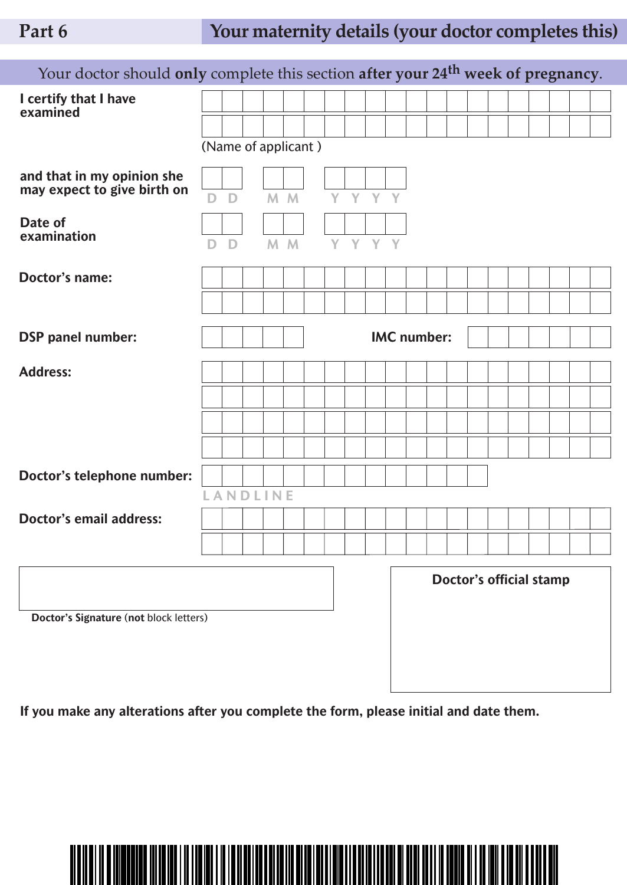## Part 6 Your maternity details (your doctor completes this)

Your doctor should **only** complete this section **after your 24th week of pregnancy**.

**I certify that I have examined** ______________________________

(Name of applicant )

**and that in my opinion she may expect to give birth on** DD MM YYYY

**Date of examination** DD MM YYYY

**Doctor's name:** ______________________________

**DSP panel number:** __________ **IMC number:** __________

**Address:** ______________________________

**Doctor's telephone number:** __________
LANDLINE

**Doctor's email address:** ______________________________

**Doctor's Signature** (**not** block letters)

**Doctor's official stamp**

**If you make any alterations after you complete the form, please initial and date them.**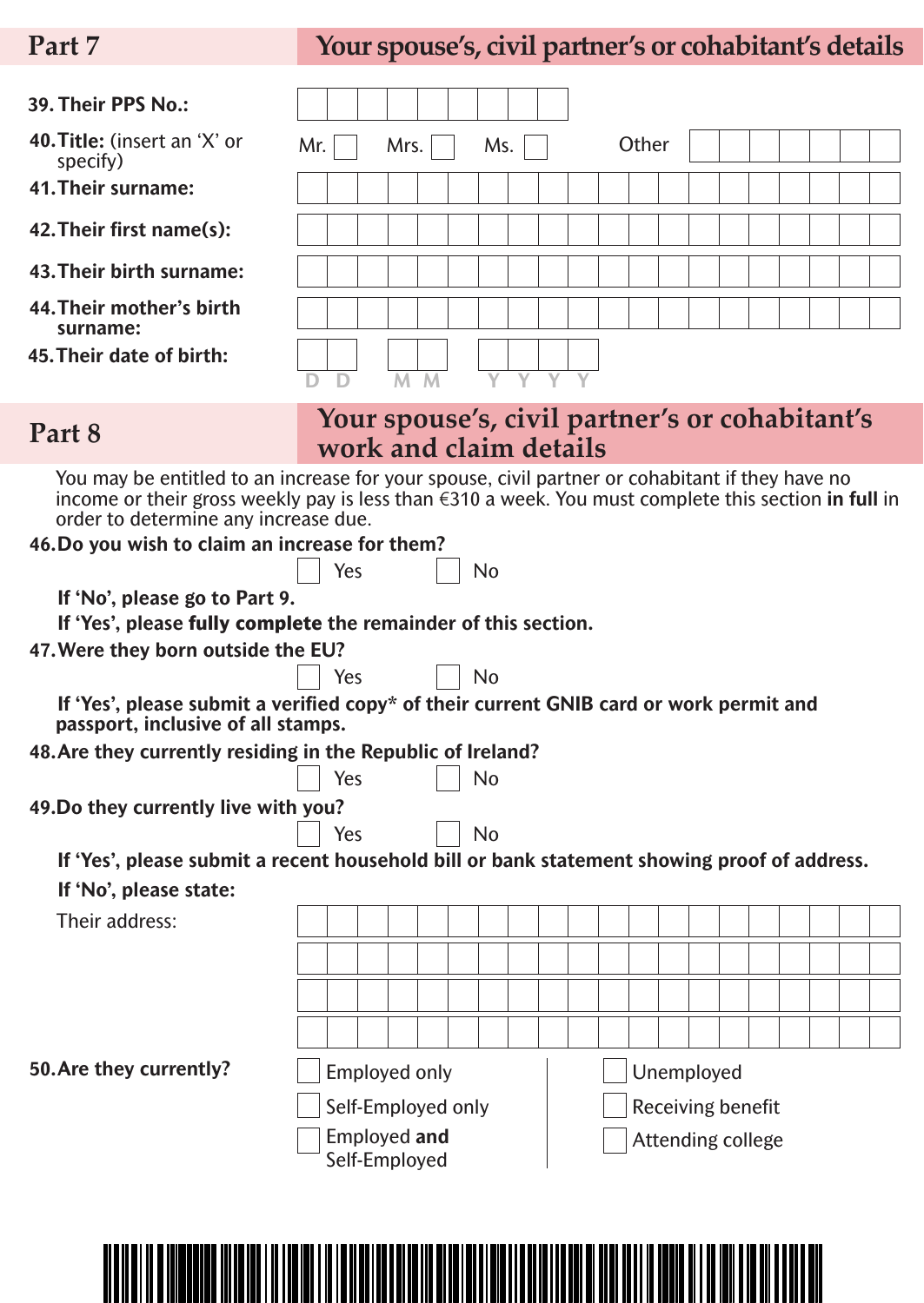## Part 7 — Your spouse's, civil partner's or cohabitant's details

**39. Their PPS No.:**

**40. Title:** (insert an 'X' or specify)

Mr. ☐ Mrs. ☐ Ms. ☐ Other

**41. Their surname:**

**42. Their first name(s):**

**43. Their birth surname:**

**44. Their mother's birth surname:**

**45. Their date of birth:**

D D M M Y Y Y Y

## Part 8 — Your spouse's, civil partner's or cohabitant's work and claim details

You may be entitled to an increase for your spouse, civil partner or cohabitant if they have no income or their gross weekly pay is less than €310 a week. You must complete this section **in full** in order to determine any increase due.

**46. Do you wish to claim an increase for them?**

☐ Yes ☐ No

**If 'No', please go to Part 9.**

**If 'Yes', please fully complete the remainder of this section.**

**47. Were they born outside the EU?**

☐ Yes ☐ No

**If 'Yes', please submit a verified copy* of their current GNIB card or work permit and passport, inclusive of all stamps.**

**48. Are they currently residing in the Republic of Ireland?**

☐ Yes ☐ No

**49. Do they currently live with you?**

☐ Yes ☐ No

**If 'Yes', please submit a recent household bill or bank statement showing proof of address.**

**If 'No', please state:**

Their address:

**50. Are they currently?**

- ☐ Employed only
- ☐ Self-Employed only
- ☐ Employed **and** Self-Employed
- ☐ Unemployed
- ☐ Receiving benefit
- ☐ Attending college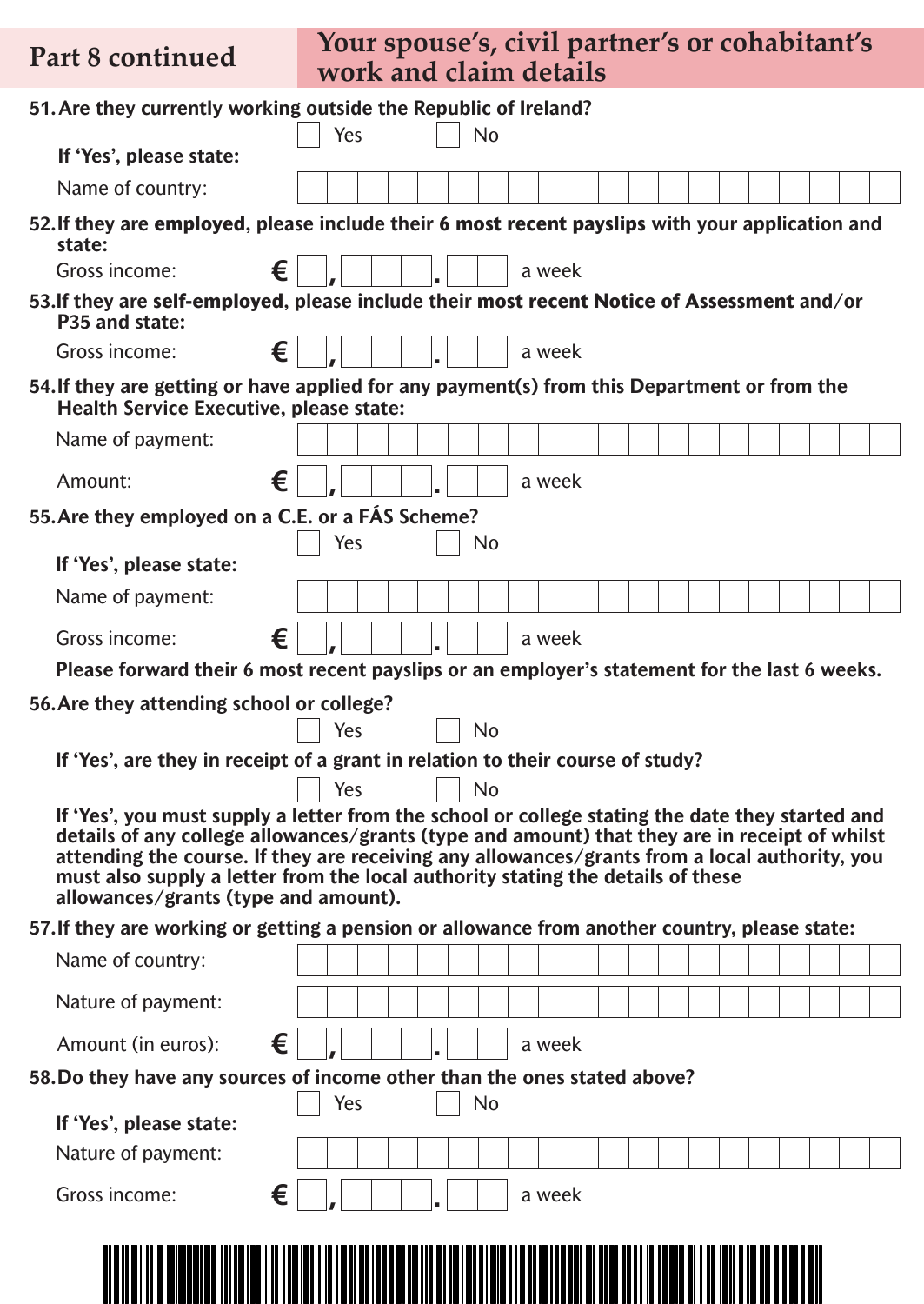## Part 8 continued — Your spouse's, civil partner's or cohabitant's work and claim details

**51. Are they currently working outside the Republic of Ireland?**

☐ Yes ☐ No

**If 'Yes', please state:**

Name of country: ____________________

**52. If they are employed, please include their 6 most recent payslips with your application and state:**

Gross income: € \_, \_ \_ \_ . \_ \_ a week

**53. If they are self-employed, please include their most recent Notice of Assessment and/or P35 and state:**

Gross income: € \_, \_ \_ \_ . \_ \_ a week

**54. If they are getting or have applied for any payment(s) from this Department or from the Health Service Executive, please state:**

Name of payment: ____________________

Amount: € \_, \_ \_ \_ . \_ \_ a week

**55. Are they employed on a C.E. or a FÁS Scheme?**

☐ Yes ☐ No

**If 'Yes', please state:**

Name of payment: ____________________

Gross income: € \_, \_ \_ \_ . \_ \_ a week

**Please forward their 6 most recent payslips or an employer's statement for the last 6 weeks.**

**56. Are they attending school or college?**

☐ Yes ☐ No

**If 'Yes', are they in receipt of a grant in relation to their course of study?**

☐ Yes ☐ No

**If 'Yes', you must supply a letter from the school or college stating the date they started and details of any college allowances/grants (type and amount) that they are in receipt of whilst attending the course. If they are receiving any allowances/grants from a local authority, you must also supply a letter from the local authority stating the details of these allowances/grants (type and amount).**

**57. If they are working or getting a pension or allowance from another country, please state:**

Name of country: ____________________

Nature of payment: ____________________

Amount (in euros): € \_, \_ \_ \_ . \_ \_ a week

**58. Do they have any sources of income other than the ones stated above?**

☐ Yes ☐ No

**If 'Yes', please state:**

Nature of payment: ____________________

Gross income: € \_, \_ \_ \_ . \_ \_ a week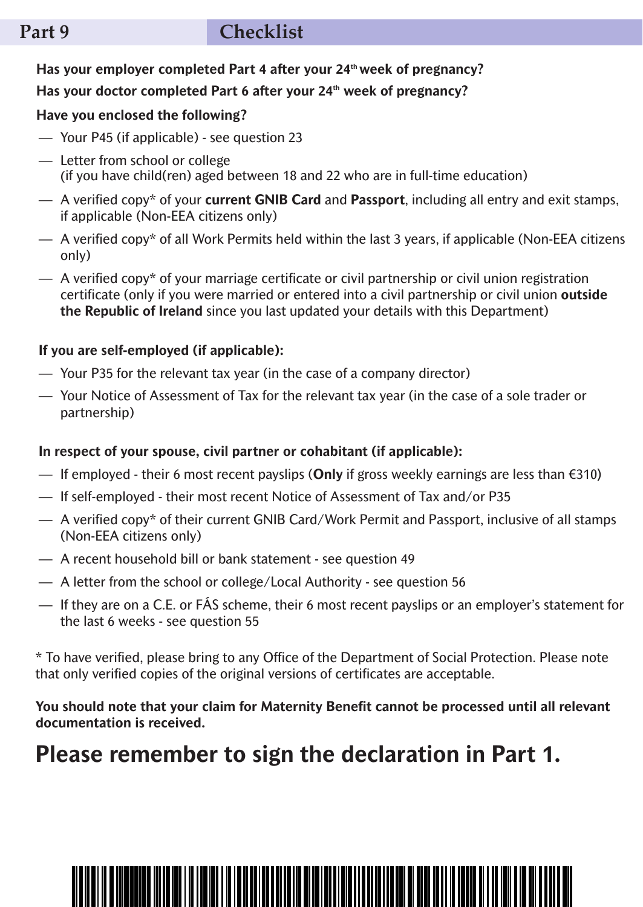## Part 9 Checklist

**Has your employer completed Part 4 after your 24th week of pregnancy?**

**Has your doctor completed Part 6 after your 24th week of pregnancy?**

**Have you enclosed the following?**

- Your P45 (if applicable) - see question 23
- Letter from school or college (if you have child(ren) aged between 18 and 22 who are in full-time education)
- A verified copy* of your **current GNIB Card** and **Passport**, including all entry and exit stamps, if applicable (Non-EEA citizens only)
- A verified copy* of all Work Permits held within the last 3 years, if applicable (Non-EEA citizens only)
- A verified copy* of your marriage certificate or civil partnership or civil union registration certificate (only if you were married or entered into a civil partnership or civil union **outside the Republic of Ireland** since you last updated your details with this Department)

**If you are self-employed (if applicable):**

- Your P35 for the relevant tax year (in the case of a company director)
- Your Notice of Assessment of Tax for the relevant tax year (in the case of a sole trader or partnership)

**In respect of your spouse, civil partner or cohabitant (if applicable):**

- If employed - their 6 most recent payslips (**Only** if gross weekly earnings are less than €310)
- If self-employed - their most recent Notice of Assessment of Tax and/or P35
- A verified copy* of their current GNIB Card/Work Permit and Passport, inclusive of all stamps (Non-EEA citizens only)
- A recent household bill or bank statement - see question 49
- A letter from the school or college/Local Authority - see question 56
- If they are on a C.E. or FÁS scheme, their 6 most recent payslips or an employer's statement for the last 6 weeks - see question 55

* To have verified, please bring to any Office of the Department of Social Protection. Please note that only verified copies of the original versions of certificates are acceptable.

**You should note that your claim for Maternity Benefit cannot be processed until all relevant documentation is received.**

# Please remember to sign the declaration in Part 1.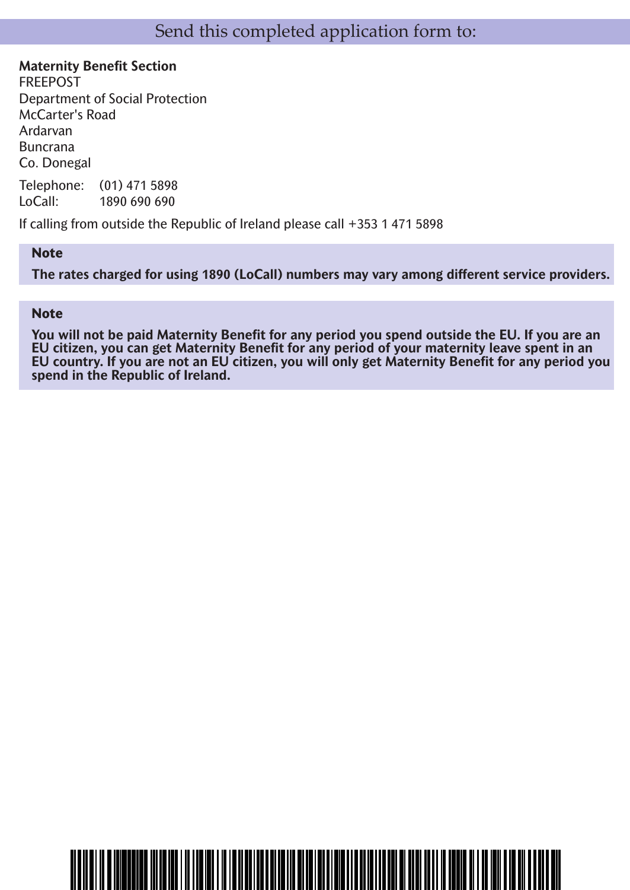## Send this completed application form to:

**Maternity Benefit Section**
FREEPOST
Department of Social Protection
McCarter's Road
Ardarvan
Buncrana
Co. Donegal

Telephone: (01) 471 5898
LoCall: 1890 690 690

If calling from outside the Republic of Ireland please call +353 1 471 5898

**Note**

**The rates charged for using 1890 (LoCall) numbers may vary among different service providers.**

**Note**

**You will not be paid Maternity Benefit for any period you spend outside the EU. If you are an EU citizen, you can get Maternity Benefit for any period of your maternity leave spent in an EU country. If you are not an EU citizen, you will only get Maternity Benefit for any period you spend in the Republic of Ireland.**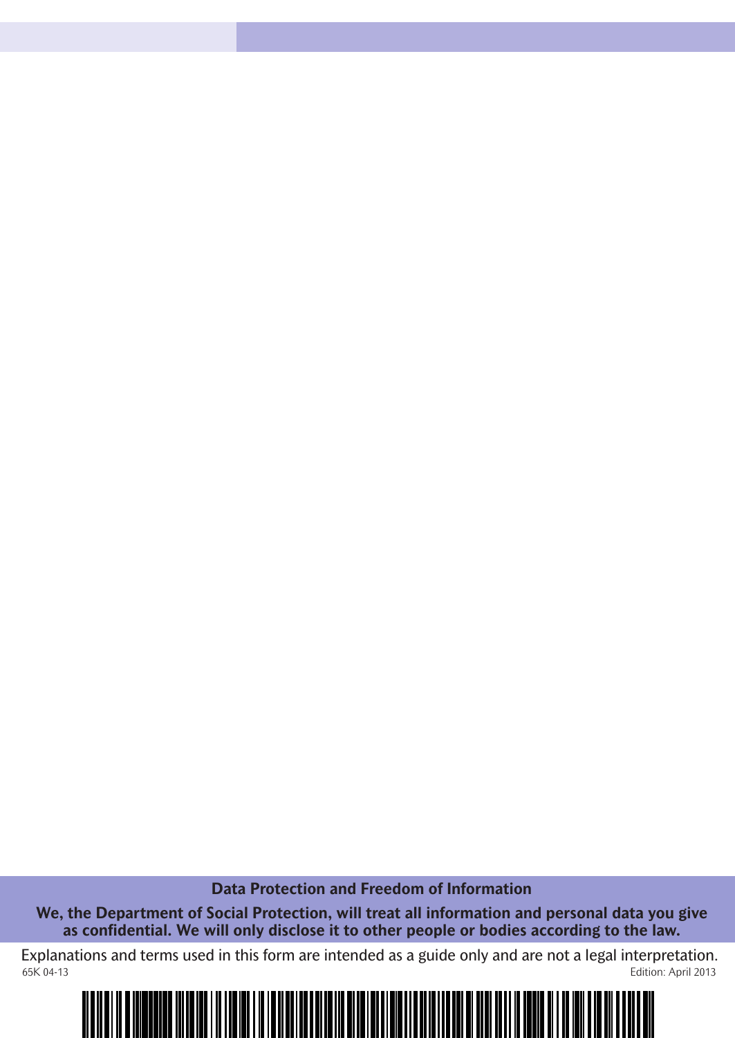**Data Protection and Freedom of Information**

**We, the Department of Social Protection, will treat all information and personal data you give as confidential. We will only disclose it to other people or bodies according to the law.**

Explanations and terms used in this form are intended as a guide only and are not a legal interpretation.

65K 04-13

Edition: April 2013